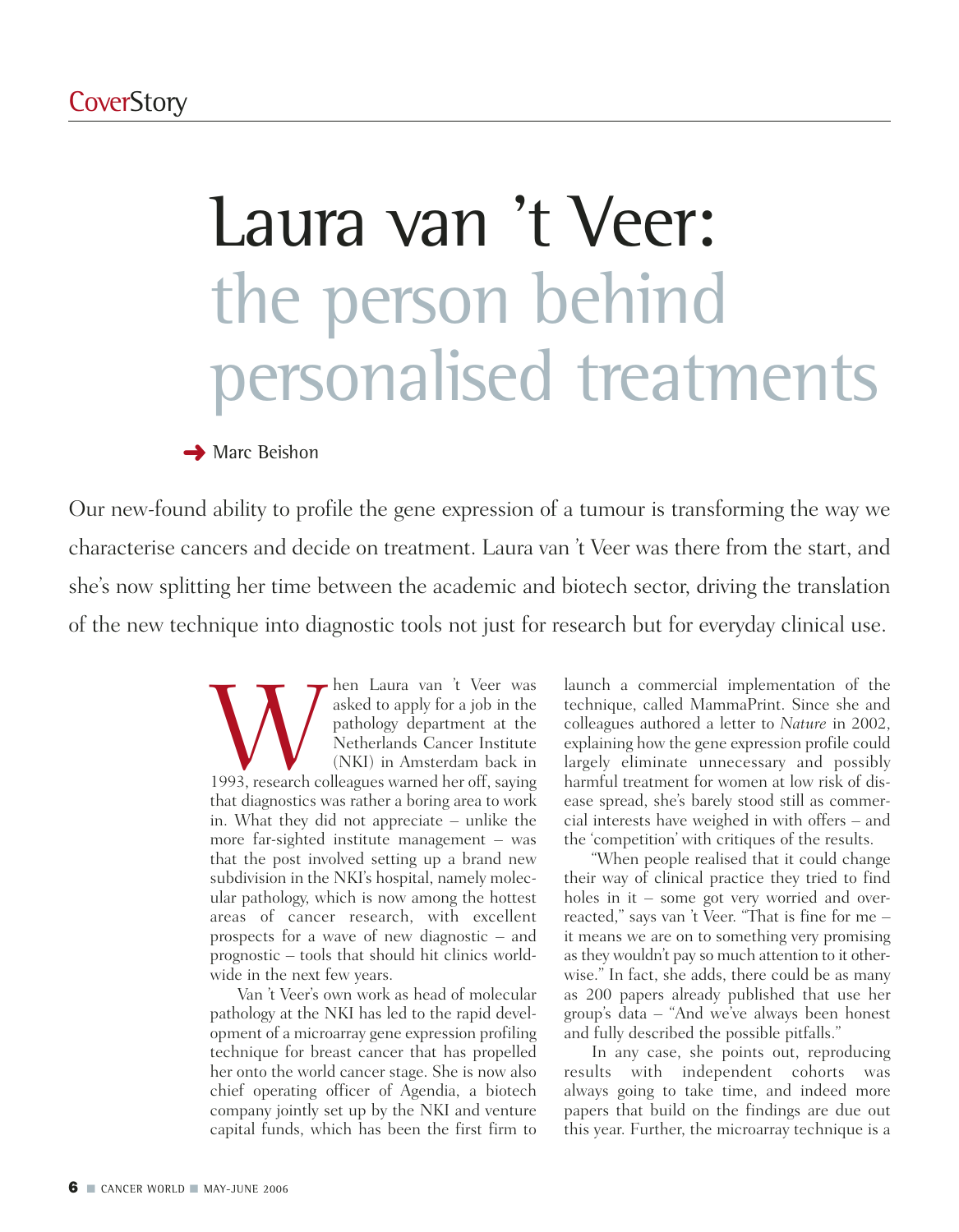CoverStory

# Laura van 't Veer: the person behind personalised treatments

Marc Beishon

Our new-found ability to profile the gene expression of a tumour is transforming the way we characterise cancers and decide on treatment. Laura van 't Veer was there from the start, and she's now splitting her time between the academic and biotech sector, driving the translation of the new technique into diagnostic tools not just for research but for everyday clinical use.

When Laura van 't Veer was asked to apply for a job in the pathology department at the Netherlands Cancer Institute (NKI) in Amsterdam back in 1993, research colleagues warned her off, saying that diagnostics was rather a boring area to work in. What they did not appreciate – unlike the more far-sighted institute management – was that the post involved setting up a brand new subdivision in the NKI's hospital, namely molecular pathology, which is now among the hottest areas of cancer research, with excellent prospects for a wave of new diagnostic – and prognostic – tools that should hit clinics worldwide in the next few years.

Van 't Veer's own work as head of molecular pathology at the NKI has led to the rapid development of a microarray gene expression profiling technique for breast cancer that has propelled her onto the world cancer stage. She is now also chief operating officer of Agendia, a biotech company jointly set up by the NKI and venture capital funds, which has been the first firm to launch a commercial implementation of the technique, called MammaPrint. Since she and colleagues authored a letter to *Nature* in 2002, explaining how the gene expression profile could largely eliminate unnecessary and possibly harmful treatment for women at low risk of disease spread, she's barely stood still as commercial interests have weighed in with offers – and the 'competition' with critiques of the results.

"When people realised that it could change their way of clinical practice they tried to find holes in it – some got very worried and overreacted," says van 't Veer. "That is fine for me – it means we are on to something very promising as they wouldn't pay so much attention to it otherwise." In fact, she adds, there could be as many as 200 papers already published that use her group's data – "And we've always been honest and fully described the possible pitfalls."

In any case, she points out, reproducing results with independent cohorts was always going to take time, and indeed more papers that build on the findings are due out this year. Further, the microarray technique is a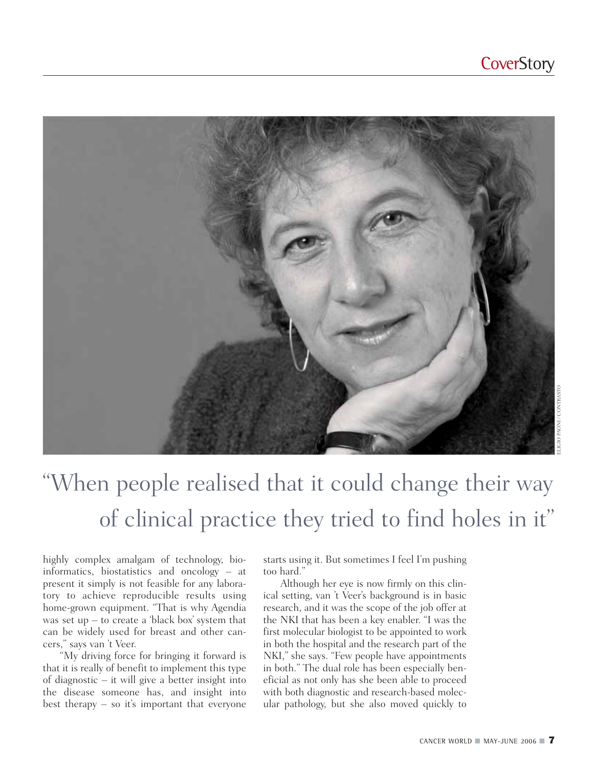"When people realised that it could change their way of clinical practice they tried to find holes in it"

highly complex amalgam of technology, bioinformatics, biostatistics and oncology – at present it simply is not feasible for any laboratory to achieve reproducible results using home-grown equipment. "That is why Agendia was set up – to create a 'black box' system that can be widely used for breast and other cancers," says van 't Veer.

"My driving force for bringing it forward is that it is really of benefit to implement this type of diagnostic – it will give a better insight into the disease someone has, and insight into best therapy – so it's important that everyone starts using it. But sometimes I feel I'm pushing too hard."

Although her eye is now firmly on this clinical setting, van 't Veer's background is in basic research, and it was the scope of the job offer at the NKI that has been a key enabler. "I was the first molecular biologist to be appointed to work in both the hospital and the research part of the NKI," she says. "Few people have appointments in both." The dual role has been especially beneficial as not only has she been able to proceed with both diagnostic and research-based molecular pathology, but she also moved quickly to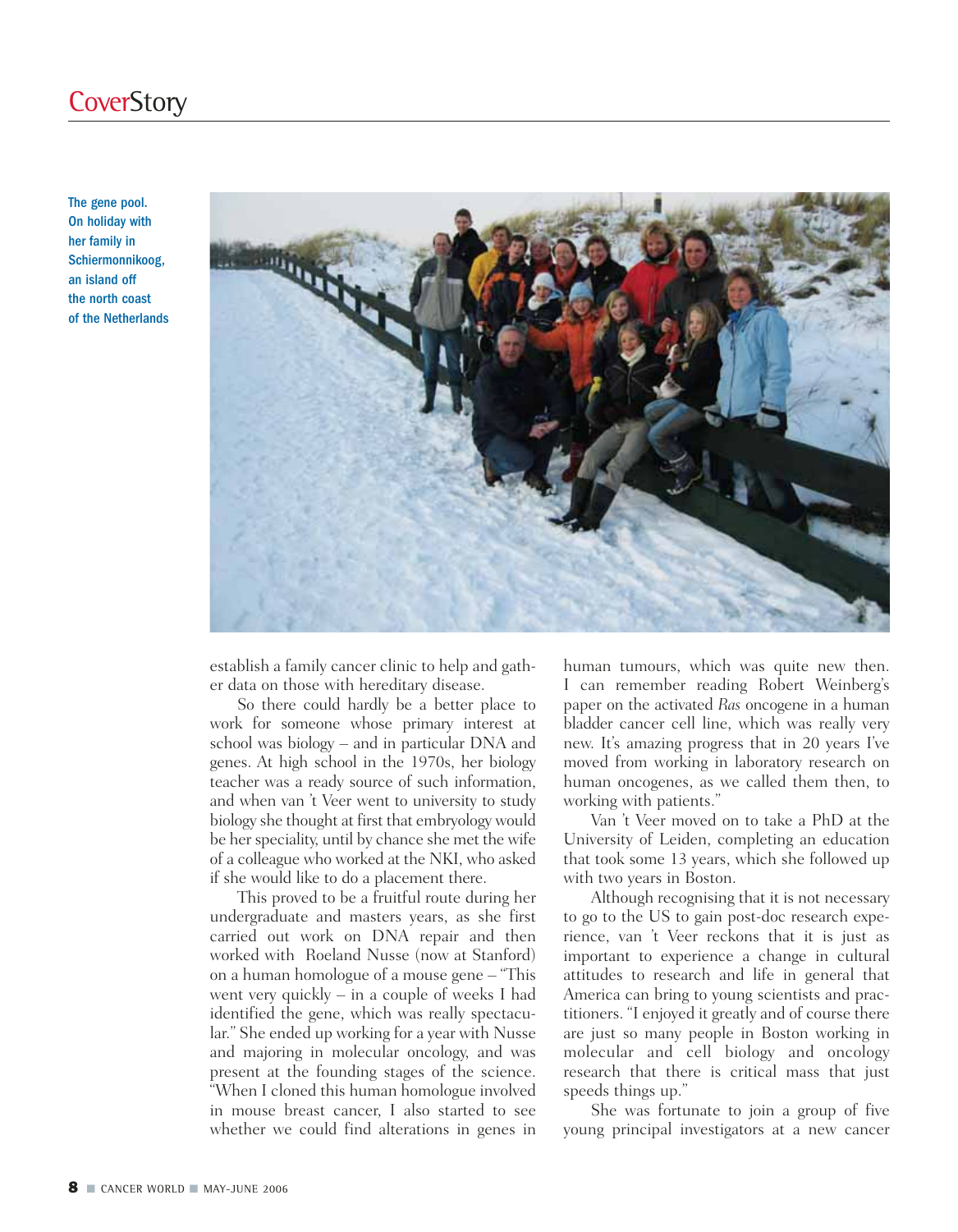The gene pool. On holiday with her family in Schiermonnikoog, an island off the north coast of the Netherlands

establish a family cancer clinic to help and gather data on those with hereditary disease.

So there could hardly be a better place to work for someone whose primary interest at school was biology – and in particular DNA and genes. At high school in the 1970s, her biology teacher was a ready source of such information, and when van 't Veer went to university to study biology she thought at first that embryology would be her speciality, until by chance she met the wife of a colleague who worked at the NKI, who asked if she would like to do a placement there.

This proved to be a fruitful route during her undergraduate and masters years, as she first carried out work on DNA repair and then worked with Roeland Nusse (now at Stanford) on a human homologue of a mouse gene – "This went very quickly – in a couple of weeks I had identified the gene, which was really spectacular." She ended up working for a year with Nusse and majoring in molecular oncology, and was present at the founding stages of the science. "When I cloned this human homologue involved in mouse breast cancer, I also started to see whether we could find alterations in genes in human tumours, which was quite new then. I can remember reading Robert Weinberg's paper on the activated *Ras* oncogene in a human bladder cancer cell line, which was really very new. It's amazing progress that in 20 years I've moved from working in laboratory research on human oncogenes, as we called them then, to working with patients."

Van 't Veer moved on to take a PhD at the University of Leiden, completing an education that took some 13 years, which she followed up with two years in Boston.

Although recognising that it is not necessary to go to the US to gain post-doc research experience, van 't Veer reckons that it is just as important to experience a change in cultural attitudes to research and life in general that America can bring to young scientists and practitioners. "I enjoyed it greatly and of course there are just so many people in Boston working in molecular and cell biology and oncology research that there is critical mass that just speeds things up."

She was fortunate to join a group of five young principal investigators at a new cancer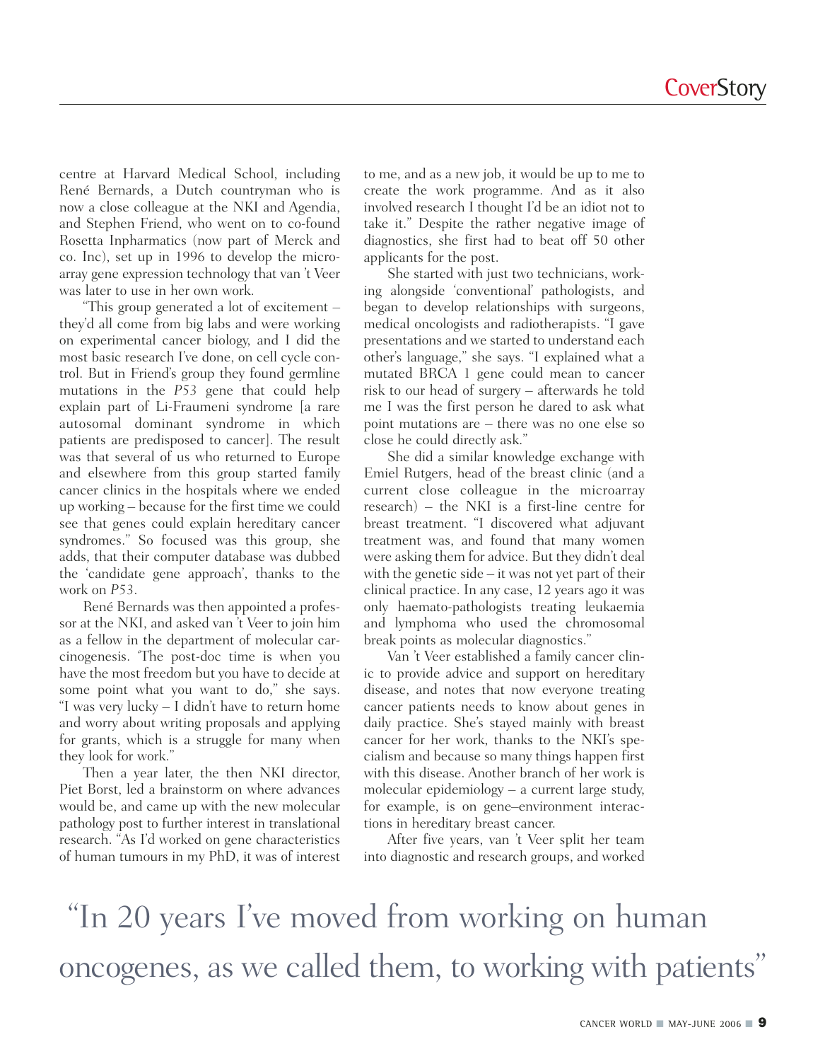centre at Harvard Medical School, including René Bernards, a Dutch countryman who is now a close colleague at the NKI and Agendia, and Stephen Friend, who went on to co-found Rosetta Inpharmatics (now part of Merck and co. Inc), set up in 1996 to develop the microarray gene expression technology that van 't Veer was later to use in her own work.

"This group generated a lot of excitement – they'd all come from big labs and were working on experimental cancer biology, and I did the most basic research I've done, on cell cycle control. But in Friend's group they found germline mutations in the *P53* gene that could help explain part of Li-Fraumeni syndrome [a rare autosomal dominant syndrome in which patients are predisposed to cancer]. The result was that several of us who returned to Europe and elsewhere from this group started family cancer clinics in the hospitals where we ended up working – because for the first time we could see that genes could explain hereditary cancer syndromes." So focused was this group, she adds, that their computer database was dubbed the 'candidate gene approach', thanks to the work on *P53*.

René Bernards was then appointed a professor at the NKI, and asked van 't Veer to join him as a fellow in the department of molecular carcinogenesis. 'The post-doc time is when you have the most freedom but you have to decide at some point what you want to do," she says. "I was very lucky – I didn't have to return home and worry about writing proposals and applying for grants, which is a struggle for many when they look for work."

Then a year later, the then NKI director, Piet Borst, led a brainstorm on where advances would be, and came up with the new molecular pathology post to further interest in translational research. "As I'd worked on gene characteristics of human tumours in my PhD, it was of interest to me, and as a new job, it would be up to me to create the work programme. And as it also involved research I thought I'd be an idiot not to take it." Despite the rather negative image of diagnostics, she first had to beat off 50 other applicants for the post.

She started with just two technicians, working alongside 'conventional' pathologists, and began to develop relationships with surgeons, medical oncologists and radiotherapists. "I gave presentations and we started to understand each other's language," she says. "I explained what a mutated BRCA 1 gene could mean to cancer risk to our head of surgery – afterwards he told me I was the first person he dared to ask what point mutations are – there was no one else so close he could directly ask."

She did a similar knowledge exchange with Emiel Rutgers, head of the breast clinic (and a current close colleague in the microarray research) – the NKI is a first-line centre for breast treatment. "I discovered what adjuvant treatment was, and found that many women were asking them for advice. But they didn't deal with the genetic side – it was not yet part of their clinical practice. In any case, 12 years ago it was only haemato-pathologists treating leukaemia and lymphoma who used the chromosomal break points as molecular diagnostics."

Van 't Veer established a family cancer clinic to provide advice and support on hereditary disease, and notes that now everyone treating cancer patients needs to know about genes in daily practice. She's stayed mainly with breast cancer for her work, thanks to the NKI's specialism and because so many things happen first with this disease. Another branch of her work is molecular epidemiology – a current large study, for example, is on gene–environment interactions in hereditary breast cancer.

After five years, van 't Veer split her team into diagnostic and research groups, and worked

> "In 20 years I've moved from working on human oncogenes, as we called them, to working with patients"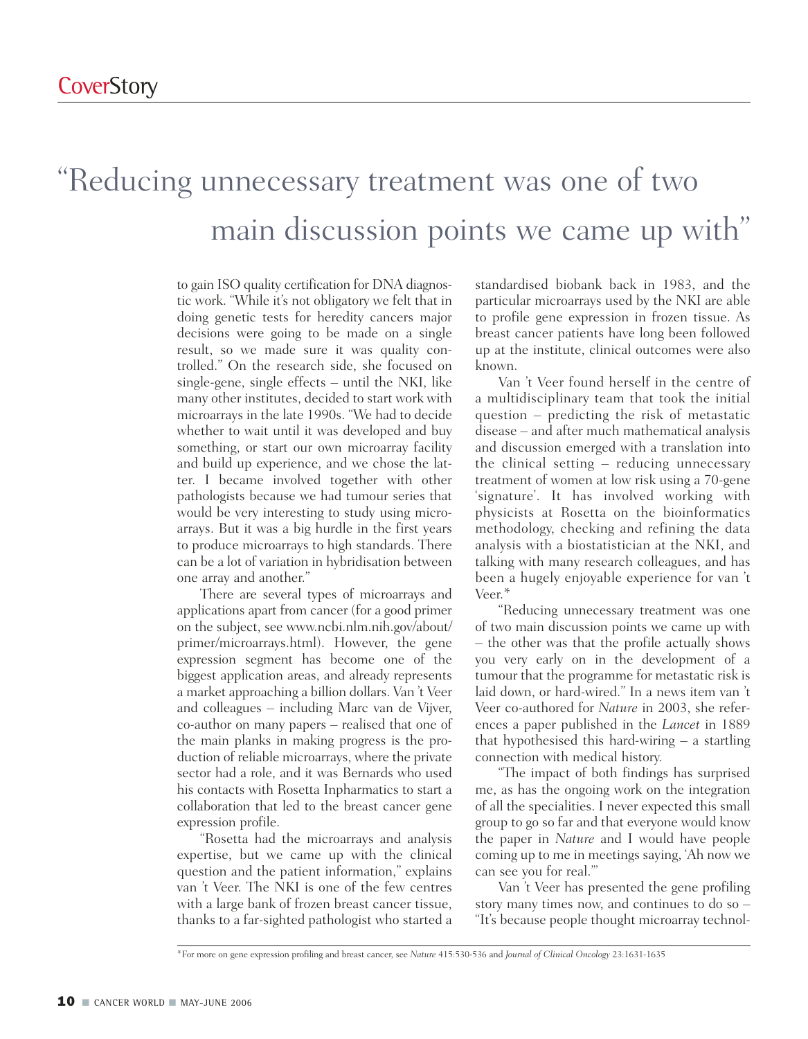> "Reducing unnecessary treatment was one of two main discussion points we came up with"

to gain ISO quality certification for DNA diagnostic work. "While it's not obligatory we felt that in doing genetic tests for heredity cancers major decisions were going to be made on a single result, so we made sure it was quality controlled." On the research side, she focused on single-gene, single effects – until the NKI, like many other institutes, decided to start work with microarrays in the late 1990s. "We had to decide whether to wait until it was developed and buy something, or start our own microarray facility and build up experience, and we chose the latter. I became involved together with other pathologists because we had tumour series that would be very interesting to study using microarrays. But it was a big hurdle in the first years to produce microarrays to high standards. There can be a lot of variation in hybridisation between one array and another."

There are several types of microarrays and applications apart from cancer (for a good primer on the subject, see www.ncbi.nlm.nih.gov/about/primer/microarrays.html). However, the gene expression segment has become one of the biggest application areas, and already represents a market approaching a billion dollars. Van 't Veer and colleagues – including Marc van de Vijver, co-author on many papers – realised that one of the main planks in making progress is the production of reliable microarrays, where the private sector had a role, and it was Bernards who used his contacts with Rosetta Inpharmatics to start a collaboration that led to the breast cancer gene expression profile.

"Rosetta had the microarrays and analysis expertise, but we came up with the clinical question and the patient information," explains van 't Veer. The NKI is one of the few centres with a large bank of frozen breast cancer tissue, thanks to a far-sighted pathologist who started a standardised biobank back in 1983, and the particular microarrays used by the NKI are able to profile gene expression in frozen tissue. As breast cancer patients have long been followed up at the institute, clinical outcomes were also known.

Van 't Veer found herself in the centre of a multidisciplinary team that took the initial question – predicting the risk of metastatic disease – and after much mathematical analysis and discussion emerged with a translation into the clinical setting – reducing unnecessary treatment of women at low risk using a 70-gene 'signature'. It has involved working with physicists at Rosetta on the bioinformatics methodology, checking and refining the data analysis with a biostatistician at the NKI, and talking with many research colleagues, and has been a hugely enjoyable experience for van 't Veer.*

"Reducing unnecessary treatment was one of two main discussion points we came up with – the other was that the profile actually shows you very early on in the development of a tumour that the programme for metastatic risk is laid down, or hard-wired." In a news item van 't Veer co-authored for *Nature* in 2003, she references a paper published in the *Lancet* in 1889 that hypothesised this hard-wiring – a startling connection with medical history.

"The impact of both findings has surprised me, as has the ongoing work on the integration of all the specialities. I never expected this small group to go so far and that everyone would know the paper in *Nature* and I would have people coming up to me in meetings saying, 'Ah now we can see you for real.'"

Van 't Veer has presented the gene profiling story many times now, and continues to do so – "It's because people thought microarray technol-

*For more on gene expression profiling and breast cancer, see *Nature* 415:530-536 and *Journal of Clinical Oncology* 23:1631-1635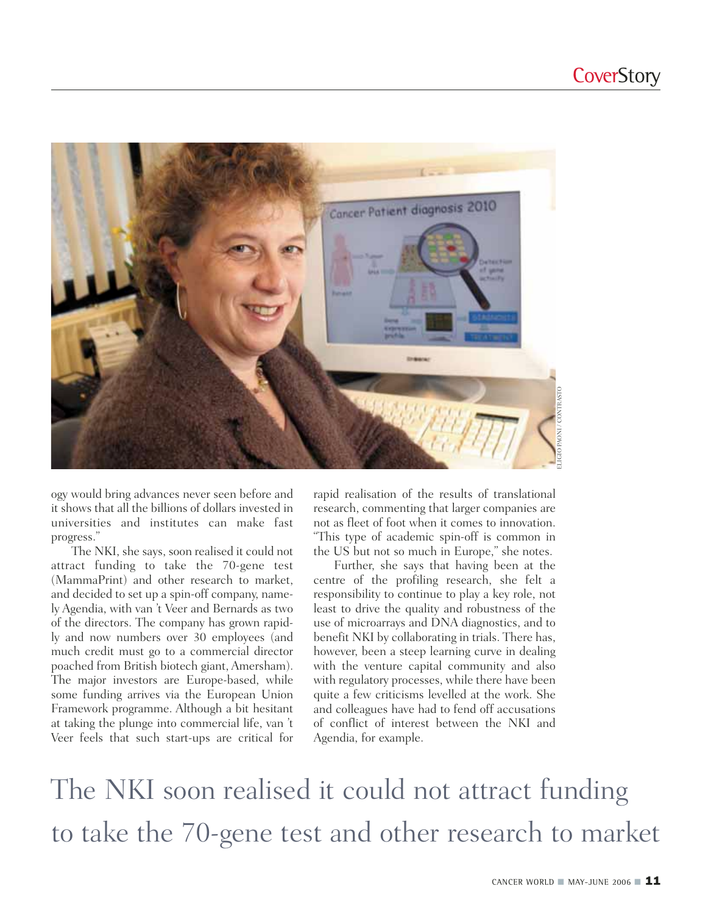ogy would bring advances never seen before and it shows that all the billions of dollars invested in universities and institutes can make fast progress."

The NKI, she says, soon realised it could not attract funding to take the 70-gene test (MammaPrint) and other research to market, and decided to set up a spin-off company, namely Agendia, with van 't Veer and Bernards as two of the directors. The company has grown rapidly and now numbers over 30 employees (and much credit must go to a commercial director poached from British biotech giant, Amersham). The major investors are Europe-based, while some funding arrives via the European Union Framework programme. Although a bit hesitant at taking the plunge into commercial life, van 't Veer feels that such start-ups are critical for rapid realisation of the results of translational research, commenting that larger companies are not as fleet of foot when it comes to innovation. "This type of academic spin-off is common in the US but not so much in Europe," she notes.

Further, she says that having been at the centre of the profiling research, she felt a responsibility to continue to play a key role, not least to drive the quality and robustness of the use of microarrays and DNA diagnostics, and to benefit NKI by collaborating in trials. There has, however, been a steep learning curve in dealing with the venture capital community and also with regulatory processes, while there have been quite a few criticisms levelled at the work. She and colleagues have had to fend off accusations of conflict of interest between the NKI and Agendia, for example.

The NKI soon realised it could not attract funding to take the 70-gene test and other research to market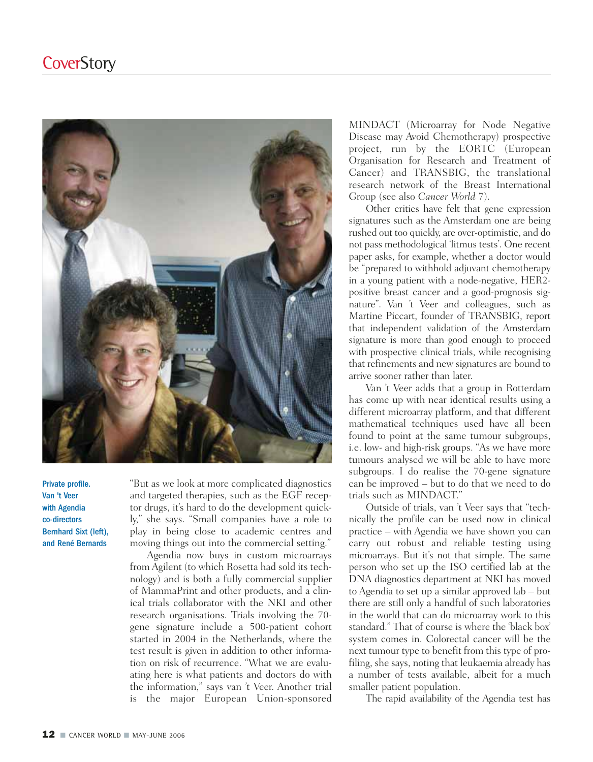Private profile. Van 't Veer with Agendia co-directors Bernhard Sixt (left), and René Bernards

"But as we look at more complicated diagnostics and targeted therapies, such as the EGF receptor drugs, it's hard to do the development quickly," she says. "Small companies have a role to play in being close to academic centres and moving things out into the commercial setting."

Agendia now buys in custom microarrays from Agilent (to which Rosetta had sold its technology) and is both a fully commercial supplier of MammaPrint and other products, and a clinical trials collaborator with the NKI and other research organisations. Trials involving the 70-gene signature include a 500-patient cohort started in 2004 in the Netherlands, where the test result is given in addition to other information on risk of recurrence. "What we are evaluating here is what patients and doctors do with the information," says van 't Veer. Another trial is the major European Union-sponsored MINDACT (Microarray for Node Negative Disease may Avoid Chemotherapy) prospective project, run by the EORTC (European Organisation for Research and Treatment of Cancer) and TRANSBIG, the translational research network of the Breast International Group (see also *Cancer World* 7).

Other critics have felt that gene expression signatures such as the Amsterdam one are being rushed out too quickly, are over-optimistic, and do not pass methodological 'litmus tests'. One recent paper asks, for example, whether a doctor would be "prepared to withhold adjuvant chemotherapy in a young patient with a node-negative, HER2-positive breast cancer and a good-prognosis signature". Van 't Veer and colleagues, such as Martine Piccart, founder of TRANSBIG, report that independent validation of the Amsterdam signature is more than good enough to proceed with prospective clinical trials, while recognising that refinements and new signatures are bound to arrive sooner rather than later.

Van 't Veer adds that a group in Rotterdam has come up with near identical results using a different microarray platform, and that different mathematical techniques used have all been found to point at the same tumour subgroups, i.e. low- and high-risk groups. "As we have more tumours analysed we will be able to have more subgroups. I do realise the 70-gene signature can be improved – but to do that we need to do trials such as MINDACT."

Outside of trials, van 't Veer says that "technically the profile can be used now in clinical practice – with Agendia we have shown you can carry out robust and reliable testing using microarrays. But it's not that simple. The same person who set up the ISO certified lab at the DNA diagnostics department at NKI has moved to Agendia to set up a similar approved lab – but there are still only a handful of such laboratories in the world that can do microarray work to this standard." That of course is where the 'black box' system comes in. Colorectal cancer will be the next tumour type to benefit from this type of profiling, she says, noting that leukaemia already has a number of tests available, albeit for a much smaller patient population.

The rapid availability of the Agendia test has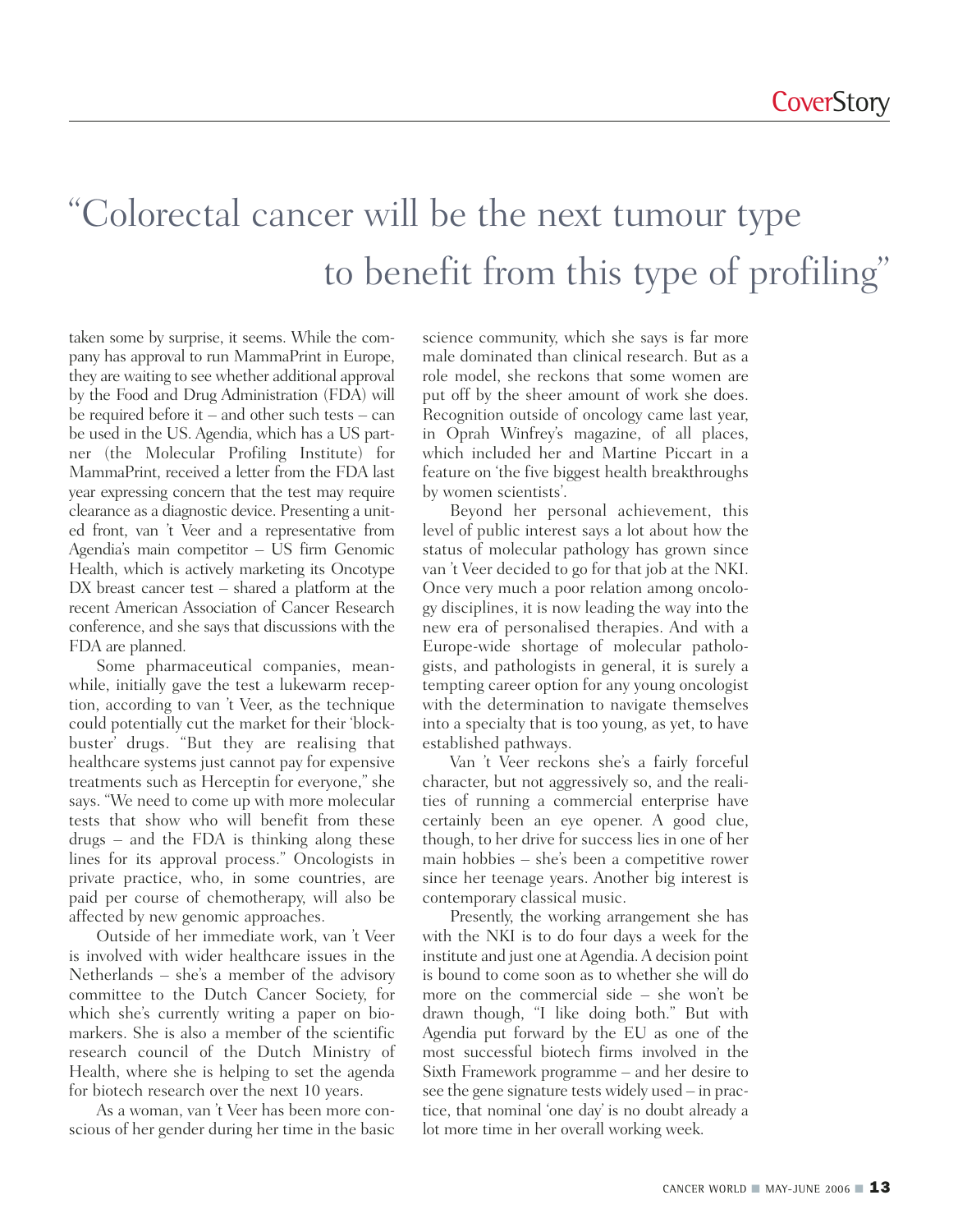"Colorectal cancer will be the next tumour type to benefit from this type of profiling"

taken some by surprise, it seems. While the company has approval to run MammaPrint in Europe, they are waiting to see whether additional approval by the Food and Drug Administration (FDA) will be required before it – and other such tests – can be used in the US. Agendia, which has a US partner (the Molecular Profiling Institute) for MammaPrint, received a letter from the FDA last year expressing concern that the test may require clearance as a diagnostic device. Presenting a united front, van 't Veer and a representative from Agendia's main competitor – US firm Genomic Health, which is actively marketing its Oncotype DX breast cancer test – shared a platform at the recent American Association of Cancer Research conference, and she says that discussions with the FDA are planned.

Some pharmaceutical companies, meanwhile, initially gave the test a lukewarm reception, according to van 't Veer, as the technique could potentially cut the market for their 'blockbuster' drugs. "But they are realising that healthcare systems just cannot pay for expensive treatments such as Herceptin for everyone," she says. "We need to come up with more molecular tests that show who will benefit from these drugs – and the FDA is thinking along these lines for its approval process." Oncologists in private practice, who, in some countries, are paid per course of chemotherapy, will also be affected by new genomic approaches.

Outside of her immediate work, van 't Veer is involved with wider healthcare issues in the Netherlands – she's a member of the advisory committee to the Dutch Cancer Society, for which she's currently writing a paper on biomarkers. She is also a member of the scientific research council of the Dutch Ministry of Health, where she is helping to set the agenda for biotech research over the next 10 years.

As a woman, van 't Veer has been more conscious of her gender during her time in the basic science community, which she says is far more male dominated than clinical research. But as a role model, she reckons that some women are put off by the sheer amount of work she does. Recognition outside of oncology came last year, in Oprah Winfrey's magazine, of all places, which included her and Martine Piccart in a feature on 'the five biggest health breakthroughs by women scientists'.

Beyond her personal achievement, this level of public interest says a lot about how the status of molecular pathology has grown since van 't Veer decided to go for that job at the NKI. Once very much a poor relation among oncology disciplines, it is now leading the way into the new era of personalised therapies. And with a Europe-wide shortage of molecular pathologists, and pathologists in general, it is surely a tempting career option for any young oncologist with the determination to navigate themselves into a specialty that is too young, as yet, to have established pathways.

Van 't Veer reckons she's a fairly forceful character, but not aggressively so, and the realities of running a commercial enterprise have certainly been an eye opener. A good clue, though, to her drive for success lies in one of her main hobbies – she's been a competitive rower since her teenage years. Another big interest is contemporary classical music.

Presently, the working arrangement she has with the NKI is to do four days a week for the institute and just one at Agendia. A decision point is bound to come soon as to whether she will do more on the commercial side – she won't be drawn though, "I like doing both." But with Agendia put forward by the EU as one of the most successful biotech firms involved in the Sixth Framework programme – and her desire to see the gene signature tests widely used – in practice, that nominal 'one day' is no doubt already a lot more time in her overall working week.